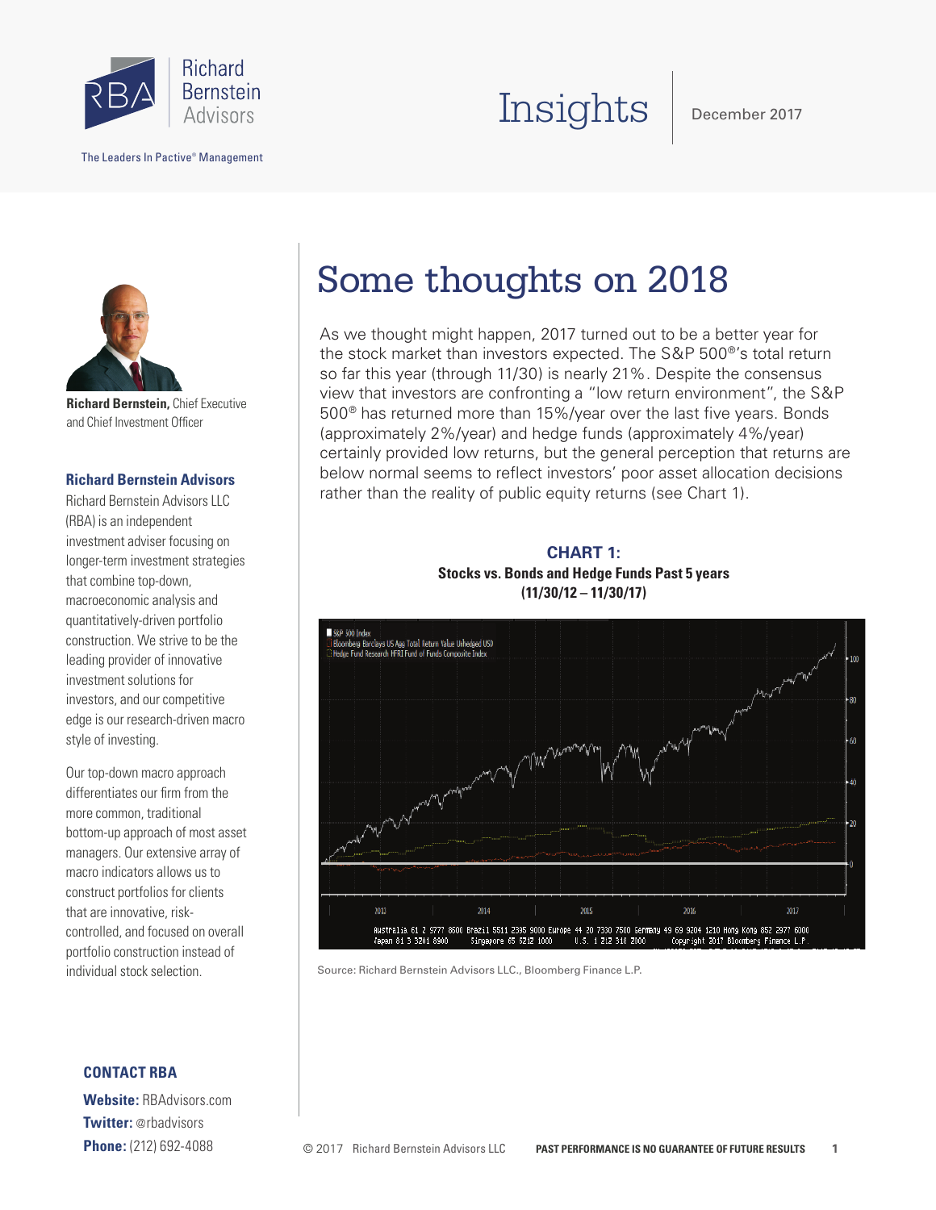# Some thoughts on 2018

As we thought might happen, 2017 turned out to be a better year for the stock market than investors expected. The S&P 500®'s total return so far this year (through 11/30) is nearly 21%. Despite the consensus view that investors are confronting a "low return environment", the S&P 500® has returned more than 15%/year over the last five years. Bonds (approximately 2%/year) and hedge funds (approximately 4%/year) certainly provided low returns, but the general perception that returns are below normal seems to reflect investors' poor asset allocation decisions rather than the reality of public equity returns (see Chart 1).

**CHART 1:**
**Stocks vs. Bonds and Hedge Funds Past 5 years (11/30/12 – 11/30/17)**

Source: Richard Bernstein Advisors LLC., Bloomberg Finance L.P.

**Richard Bernstein,** Chief Executive and Chief Investment Officer

**Richard Bernstein Advisors**

Richard Bernstein Advisors LLC (RBA) is an independent investment adviser focusing on longer-term investment strategies that combine top-down, macroeconomic analysis and quantitatively-driven portfolio construction. We strive to be the leading provider of innovative investment solutions for investors, and our competitive edge is our research-driven macro style of investing.

Our top-down macro approach differentiates our firm from the more common, traditional bottom-up approach of most asset managers. Our extensive array of macro indicators allows us to construct portfolios for clients that are innovative, risk-controlled, and focused on overall portfolio construction instead of individual stock selection.

**CONTACT RBA**

**Website:** RBAdvisors.com
**Twitter:** @rbadvisors
**Phone:** (212) 692-4088

© 2017 Richard Bernstein Advisors LLC **PAST PERFORMANCE IS NO GUARANTEE OF FUTURE RESULTS**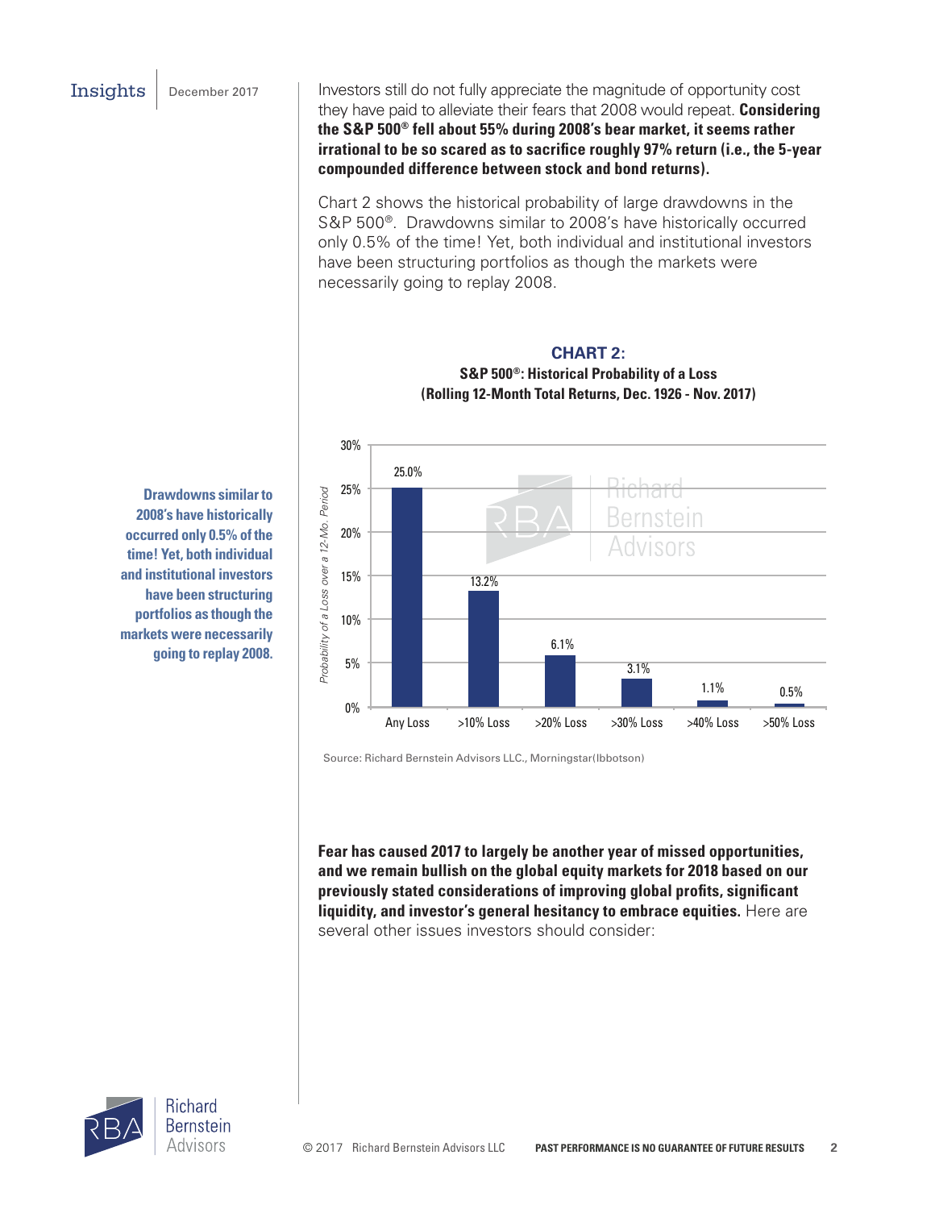Investors still do not fully appreciate the magnitude of opportunity cost they have paid to alleviate their fears that 2008 would repeat. **Considering the S&P 500® fell about 55% during 2008's bear market, it seems rather irrational to be so scared as to sacrifice roughly 97% return (i.e., the 5-year compounded difference between stock and bond returns).**

Chart 2 shows the historical probability of large drawdowns in the S&P 500®. Drawdowns similar to 2008's have historically occurred only 0.5% of the time! Yet, both individual and institutional investors have been structuring portfolios as though the markets were necessarily going to replay 2008.

**Drawdowns similar to 2008's have historically occurred only 0.5% of the time! Yet, both individual and institutional investors have been structuring portfolios as though the markets were necessarily going to replay 2008.**

**CHART 2:**
**S&P 500®: Historical Probability of a Loss**
**(Rolling 12-Month Total Returns, Dec. 1926 - Nov. 2017)**

| | Any Loss | >10% Loss | >20% Loss | >30% Loss | >40% Loss | >50% Loss |
|---|---|---|---|---|---|---|
| Probability of a Loss over a 12-Mo. Period | 25.0% | 13.2% | 6.1% | 3.1% | 1.1% | 0.5% |

Source: Richard Bernstein Advisors LLC., Morningstar(Ibbotson)

**Fear has caused 2017 to largely be another year of missed opportunities, and we remain bullish on the global equity markets for 2018 based on our previously stated considerations of improving global profits, significant liquidity, and investor's general hesitancy to embrace equities.** Here are several other issues investors should consider: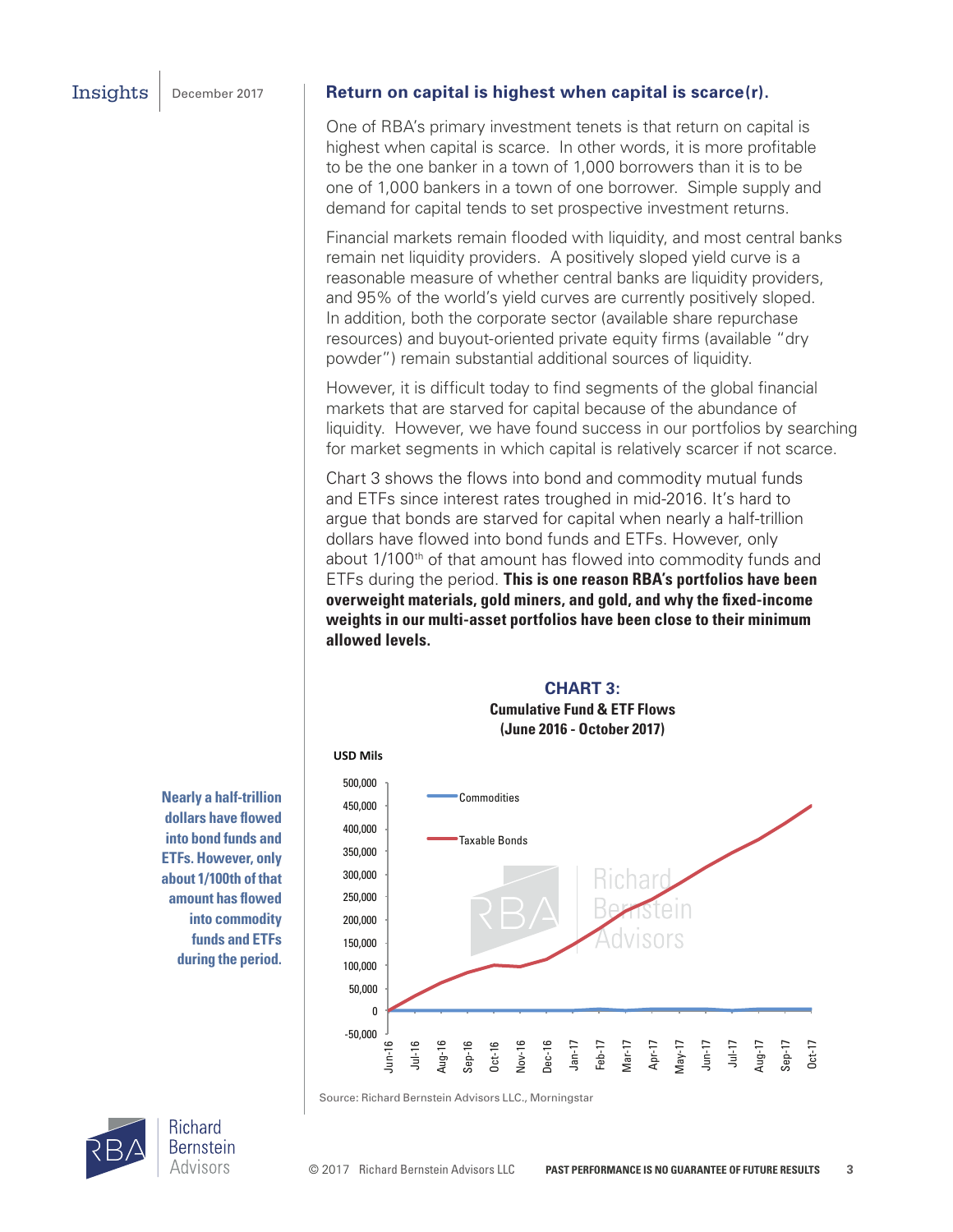## Return on capital is highest when capital is scarce(r).

One of RBA's primary investment tenets is that return on capital is highest when capital is scarce. In other words, it is more profitable to be the one banker in a town of 1,000 borrowers than it is to be one of 1,000 bankers in a town of one borrower. Simple supply and demand for capital tends to set prospective investment returns.

Financial markets remain flooded with liquidity, and most central banks remain net liquidity providers. A positively sloped yield curve is a reasonable measure of whether central banks are liquidity providers, and 95% of the world's yield curves are currently positively sloped. In addition, both the corporate sector (available share repurchase resources) and buyout-oriented private equity firms (available "dry powder") remain substantial additional sources of liquidity.

However, it is difficult today to find segments of the global financial markets that are starved for capital because of the abundance of liquidity. However, we have found success in our portfolios by searching for market segments in which capital is relatively scarcer if not scarce.

Chart 3 shows the flows into bond and commodity mutual funds and ETFs since interest rates troughed in mid-2016. It's hard to argue that bonds are starved for capital when nearly a half-trillion dollars have flowed into bond funds and ETFs. However, only about 1/100th of that amount has flowed into commodity funds and ETFs during the period. **This is one reason RBA's portfolios have been overweight materials, gold miners, and gold, and why the fixed-income weights in our multi-asset portfolios have been close to their minimum allowed levels.**

**Nearly a half-trillion dollars have flowed into bond funds and ETFs. However, only about 1/100th of that amount has flowed into commodity funds and ETFs during the period.**

**CHART 3:**
**Cumulative Fund & ETF Flows**
**(June 2016 - October 2017)**

Source: Richard Bernstein Advisors LLC., Morningstar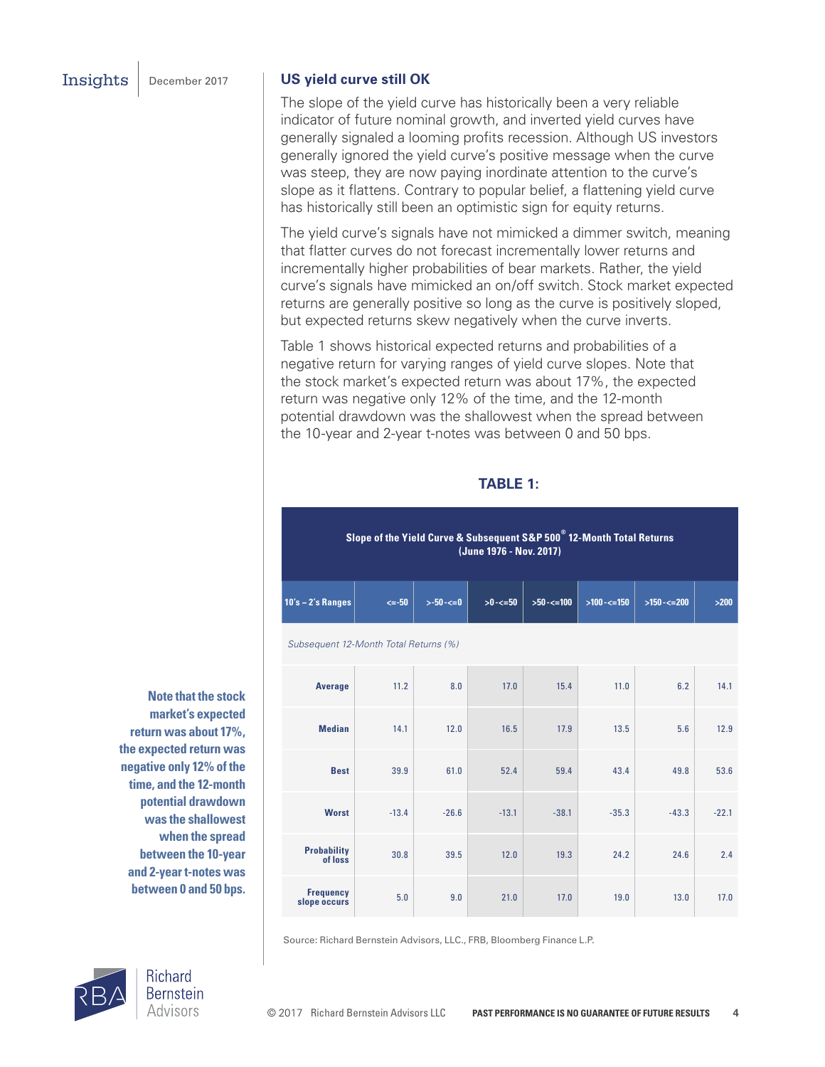## US yield curve still OK

The slope of the yield curve has historically been a very reliable indicator of future nominal growth, and inverted yield curves have generally signaled a looming profits recession. Although US investors generally ignored the yield curve's positive message when the curve was steep, they are now paying inordinate attention to the curve's slope as it flattens. Contrary to popular belief, a flattening yield curve has historically still been an optimistic sign for equity returns.

The yield curve's signals have not mimicked a dimmer switch, meaning that flatter curves do not forecast incrementally lower returns and incrementally higher probabilities of bear markets. Rather, the yield curve's signals have mimicked an on/off switch. Stock market expected returns are generally positive so long as the curve is positively sloped, but expected returns skew negatively when the curve inverts.

Table 1 shows historical expected returns and probabilities of a negative return for varying ranges of yield curve slopes. Note that the stock market's expected return was about 17%, the expected return was negative only 12% of the time, and the 12-month potential drawdown was the shallowest when the spread between the 10-year and 2-year t-notes was between 0 and 50 bps.

**Note that the stock market's expected return was about 17%, the expected return was negative only 12% of the time, and the 12-month potential drawdown was the shallowest when the spread between the 10-year and 2-year t-notes was between 0 and 50 bps.**

### TABLE 1:

**Slope of the Yield Curve & Subsequent S&P 500® 12-Month Total Returns (June 1976 - Nov. 2017)**

| 10's – 2's Ranges | <=-50 | >-50-<=0 | >0-<=50 | >50-<=100 | >100-<=150 | >150-<=200 | >200 |
|---|---|---|---|---|---|---|---|
| *Subsequent 12-Month Total Returns (%)* | | | | | | | |
| Average | 11.2 | 8.0 | 17.0 | 15.4 | 11.0 | 6.2 | 14.1 |
| Median | 14.1 | 12.0 | 16.5 | 17.9 | 13.5 | 5.6 | 12.9 |
| Best | 39.9 | 61.0 | 52.4 | 59.4 | 43.4 | 49.8 | 53.6 |
| Worst | -13.4 | -26.6 | -13.1 | -38.1 | -35.3 | -43.3 | -22.1 |
| Probability of loss | 30.8 | 39.5 | 12.0 | 19.3 | 24.2 | 24.6 | 2.4 |
| Frequency slope occurs | 5.0 | 9.0 | 21.0 | 17.0 | 19.0 | 13.0 | 17.0 |

Source: Richard Bernstein Advisors, LLC., FRB, Bloomberg Finance L.P.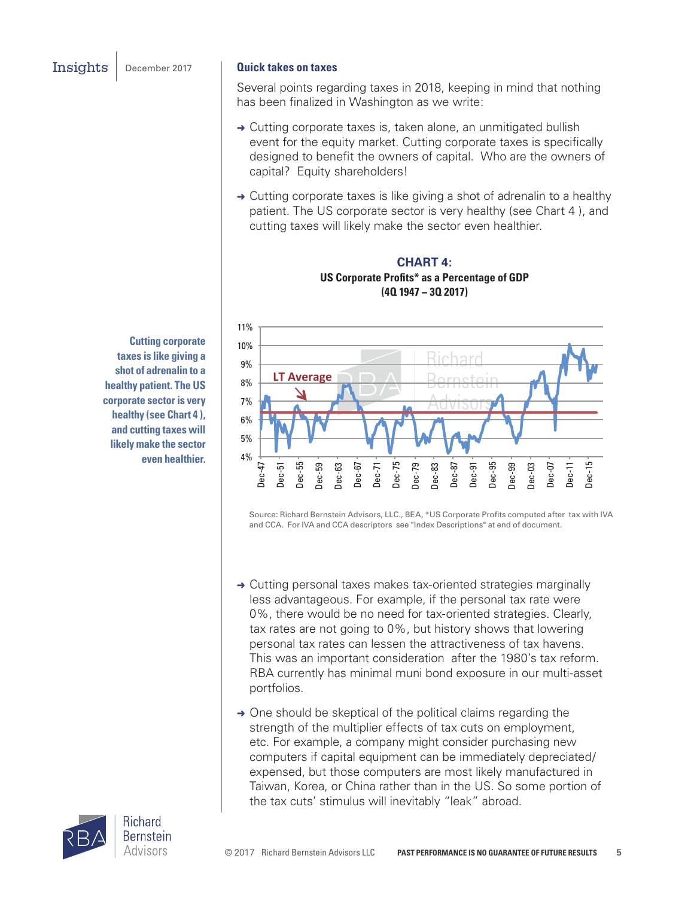## Quick takes on taxes

Several points regarding taxes in 2018, keeping in mind that nothing has been finalized in Washington as we write:

- Cutting corporate taxes is, taken alone, an unmitigated bullish event for the equity market. Cutting corporate taxes is specifically designed to benefit the owners of capital. Who are the owners of capital? Equity shareholders!
- Cutting corporate taxes is like giving a shot of adrenalin to a healthy patient. The US corporate sector is very healthy (see Chart 4 ), and cutting taxes will likely make the sector even healthier.

**Cutting corporate taxes is like giving a shot of adrenalin to a healthy patient. The US corporate sector is very healthy (see Chart 4 ), and cutting taxes will likely make the sector even healthier.**

**CHART 4:**
**US Corporate Profits* as a Percentage of GDP**
**(4Q 1947 – 3Q 2017)**

Source: Richard Bernstein Advisors, LLC., BEA, *US Corporate Profits computed after tax with IVA and CCA. For IVA and CCA descriptors see "Index Descriptions" at end of document.

- Cutting personal taxes makes tax-oriented strategies marginally less advantageous. For example, if the personal tax rate were 0%, there would be no need for tax-oriented strategies. Clearly, tax rates are not going to 0%, but history shows that lowering personal tax rates can lessen the attractiveness of tax havens. This was an important consideration after the 1980's tax reform. RBA currently has minimal muni bond exposure in our multi-asset portfolios.
- One should be skeptical of the political claims regarding the strength of the multiplier effects of tax cuts on employment, etc. For example, a company might consider purchasing new computers if capital equipment can be immediately depreciated/ expensed, but those computers are most likely manufactured in Taiwan, Korea, or China rather than in the US. So some portion of the tax cuts' stimulus will inevitably "leak" abroad.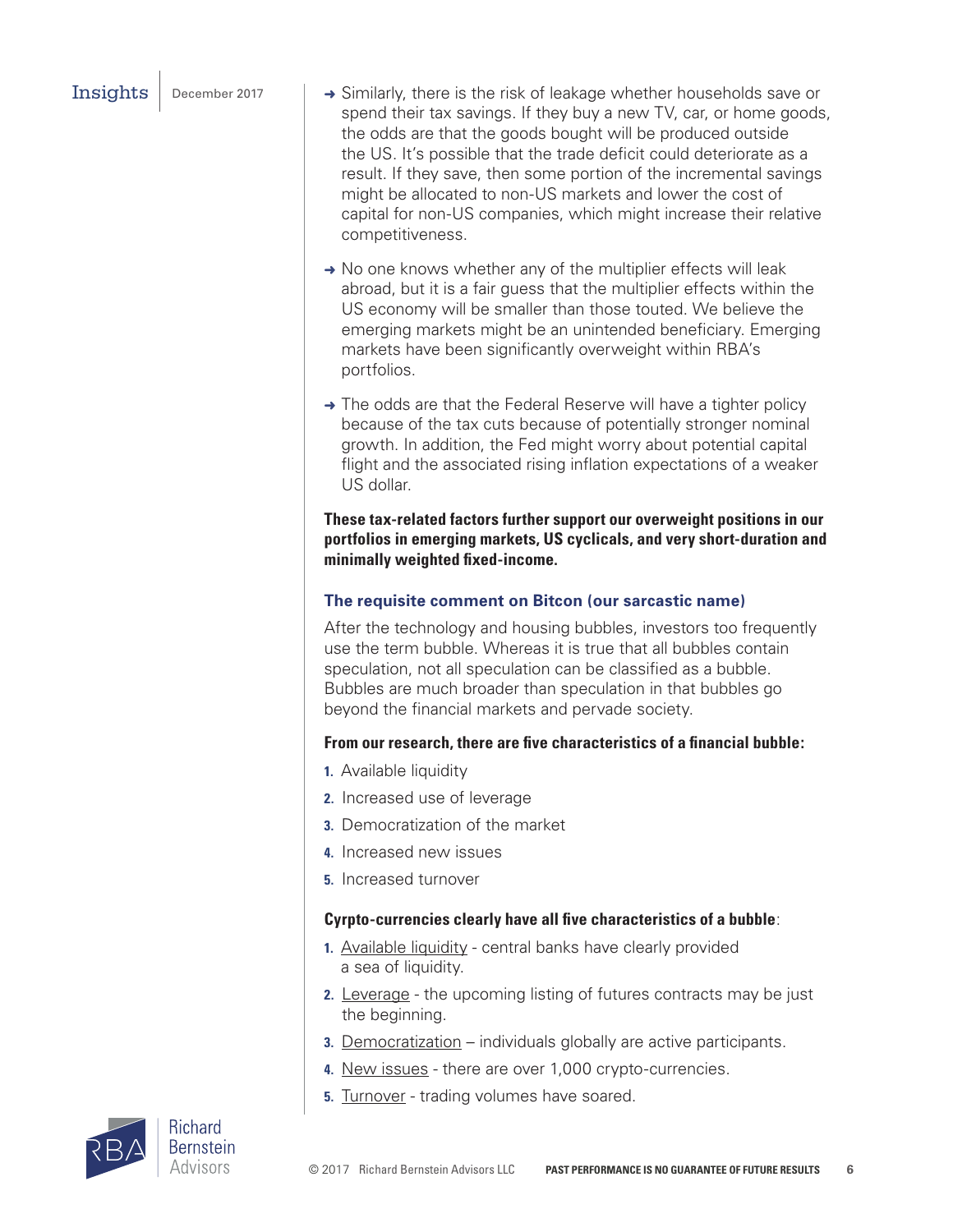- Similarly, there is the risk of leakage whether households save or spend their tax savings. If they buy a new TV, car, or home goods, the odds are that the goods bought will be produced outside the US. It's possible that the trade deficit could deteriorate as a result. If they save, then some portion of the incremental savings might be allocated to non-US markets and lower the cost of capital for non-US companies, which might increase their relative competitiveness.

- No one knows whether any of the multiplier effects will leak abroad, but it is a fair guess that the multiplier effects within the US economy will be smaller than those touted. We believe the emerging markets might be an unintended beneficiary. Emerging markets have been significantly overweight within RBA's portfolios.

- The odds are that the Federal Reserve will have a tighter policy because of the tax cuts because of potentially stronger nominal growth. In addition, the Fed might worry about potential capital flight and the associated rising inflation expectations of a weaker US dollar.

**These tax-related factors further support our overweight positions in our portfolios in emerging markets, US cyclicals, and very short-duration and minimally weighted fixed-income.**

### The requisite comment on Bitcon (our sarcastic name)

After the technology and housing bubbles, investors too frequently use the term bubble. Whereas it is true that all bubbles contain speculation, not all speculation can be classified as a bubble. Bubbles are much broader than speculation in that bubbles go beyond the financial markets and pervade society.

**From our research, there are five characteristics of a financial bubble:**

1. Available liquidity
2. Increased use of leverage
3. Democratization of the market
4. Increased new issues
5. Increased turnover

**Cyrpto-currencies clearly have all five characteristics of a bubble**:

1. Available liquidity - central banks have clearly provided a sea of liquidity.
2. Leverage - the upcoming listing of futures contracts may be just the beginning.
3. Democratization – individuals globally are active participants.
4. New issues - there are over 1,000 crypto-currencies.
5. Turnover - trading volumes have soared.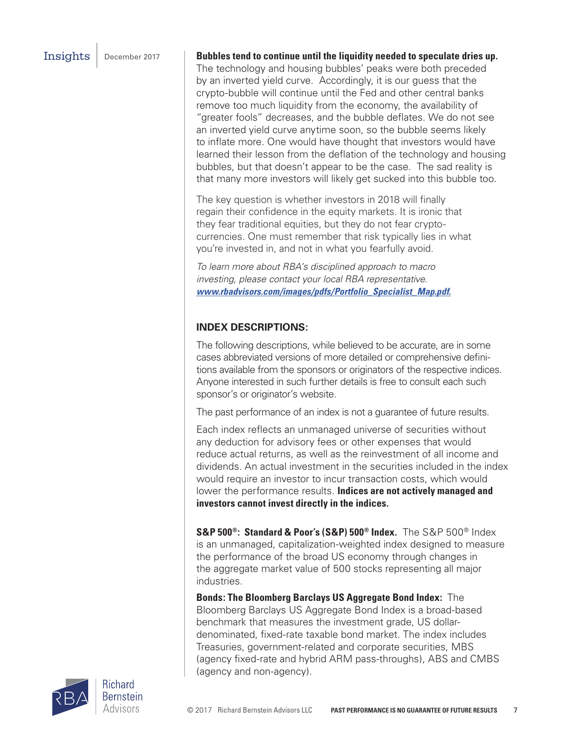**Bubbles tend to continue until the liquidity needed to speculate dries up.** The technology and housing bubbles' peaks were both preceded by an inverted yield curve. Accordingly, it is our guess that the crypto-bubble will continue until the Fed and other central banks remove too much liquidity from the economy, the availability of "greater fools" decreases, and the bubble deflates. We do not see an inverted yield curve anytime soon, so the bubble seems likely to inflate more. One would have thought that investors would have learned their lesson from the deflation of the technology and housing bubbles, but that doesn't appear to be the case. The sad reality is that many more investors will likely get sucked into this bubble too.

The key question is whether investors in 2018 will finally regain their confidence in the equity markets. It is ironic that they fear traditional equities, but they do not fear crypto-currencies. One must remember that risk typically lies in what you're invested in, and not in what you fearfully avoid.

*To learn more about RBA's disciplined approach to macro investing, please contact your local RBA representative.* ***www.rbadvisors.com/images/pdfs/Portfolio_Specialist_Map.pdf.***

## INDEX DESCRIPTIONS:

The following descriptions, while believed to be accurate, are in some cases abbreviated versions of more detailed or comprehensive definitions available from the sponsors or originators of the respective indices. Anyone interested in such further details is free to consult each such sponsor's or originator's website.

The past performance of an index is not a guarantee of future results.

Each index reflects an unmanaged universe of securities without any deduction for advisory fees or other expenses that would reduce actual returns, as well as the reinvestment of all income and dividends. An actual investment in the securities included in the index would require an investor to incur transaction costs, which would lower the performance results. **Indices are not actively managed and investors cannot invest directly in the indices.**

**S&P 500®: Standard & Poor's (S&P) 500® Index.** The S&P 500® Index is an unmanaged, capitalization-weighted index designed to measure the performance of the broad US economy through changes in the aggregate market value of 500 stocks representing all major industries.

**Bonds: The Bloomberg Barclays US Aggregate Bond Index:** The Bloomberg Barclays US Aggregate Bond Index is a broad-based benchmark that measures the investment grade, US dollar-denominated, fixed-rate taxable bond market. The index includes Treasuries, government-related and corporate securities, MBS (agency fixed-rate and hybrid ARM pass-throughs), ABS and CMBS (agency and non-agency).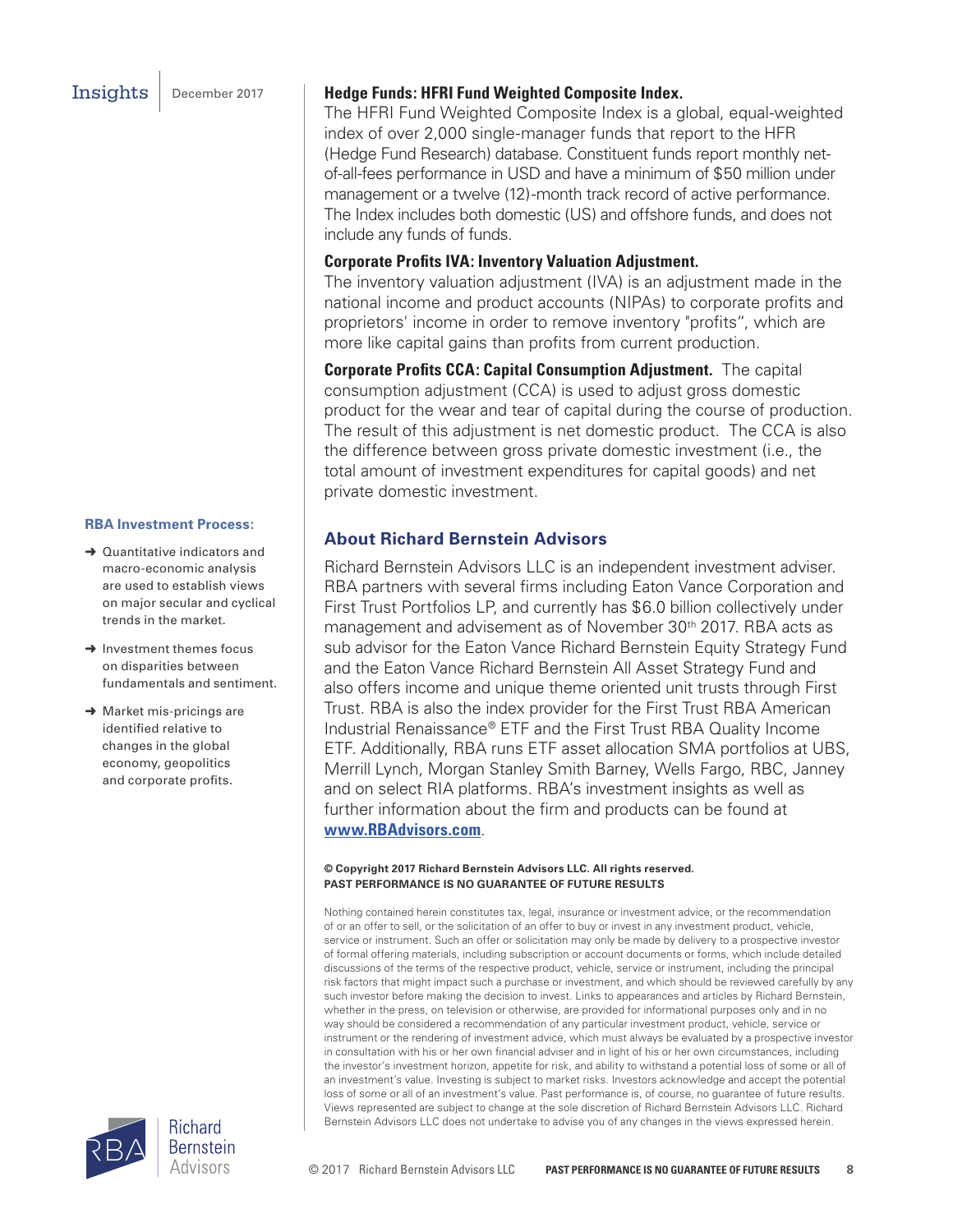**Hedge Funds: HFRI Fund Weighted Composite Index.**
The HFRI Fund Weighted Composite Index is a global, equal-weighted index of over 2,000 single-manager funds that report to the HFR (Hedge Fund Research) database. Constituent funds report monthly net-of-all-fees performance in USD and have a minimum of $50 million under management or a twelve (12)-month track record of active performance. The Index includes both domestic (US) and offshore funds, and does not include any funds of funds.

**Corporate Profits IVA: Inventory Valuation Adjustment.**
The inventory valuation adjustment (IVA) is an adjustment made in the national income and product accounts (NIPAs) to corporate profits and proprietors' income in order to remove inventory "profits", which are more like capital gains than profits from current production.

**Corporate Profits CCA: Capital Consumption Adjustment.** The capital consumption adjustment (CCA) is used to adjust gross domestic product for the wear and tear of capital during the course of production. The result of this adjustment is net domestic product. The CCA is also the difference between gross private domestic investment (i.e., the total amount of investment expenditures for capital goods) and net private domestic investment.

**RBA Investment Process:**

- Quantitative indicators and macro-economic analysis are used to establish views on major secular and cyclical trends in the market.
- Investment themes focus on disparities between fundamentals and sentiment.
- Market mis-pricings are identified relative to changes in the global economy, geopolitics and corporate profits.

## About Richard Bernstein Advisors

Richard Bernstein Advisors LLC is an independent investment adviser. RBA partners with several firms including Eaton Vance Corporation and First Trust Portfolios LP, and currently has $6.0 billion collectively under management and advisement as of November 30th 2017. RBA acts as sub advisor for the Eaton Vance Richard Bernstein Equity Strategy Fund and the Eaton Vance Richard Bernstein All Asset Strategy Fund and also offers income and unique theme oriented unit trusts through First Trust. RBA is also the index provider for the First Trust RBA American Industrial Renaissance® ETF and the First Trust RBA Quality Income ETF. Additionally, RBA runs ETF asset allocation SMA portfolios at UBS, Merrill Lynch, Morgan Stanley Smith Barney, Wells Fargo, RBC, Janney and on select RIA platforms. RBA's investment insights as well as further information about the firm and products can be found at **www.RBAdvisors.com**.

**© Copyright 2017 Richard Bernstein Advisors LLC. All rights reserved.**
**PAST PERFORMANCE IS NO GUARANTEE OF FUTURE RESULTS**

Nothing contained herein constitutes tax, legal, insurance or investment advice, or the recommendation of or an offer to sell, or the solicitation of an offer to buy or invest in any investment product, vehicle, service or instrument. Such an offer or solicitation may only be made by delivery to a prospective investor of formal offering materials, including subscription or account documents or forms, which include detailed discussions of the terms of the respective product, vehicle, service or instrument, including the principal risk factors that might impact such a purchase or investment, and which should be reviewed carefully by any such investor before making the decision to invest. Links to appearances and articles by Richard Bernstein, whether in the press, on television or otherwise, are provided for informational purposes only and in no way should be considered a recommendation of any particular investment product, vehicle, service or instrument or the rendering of investment advice, which must always be evaluated by a prospective investor in consultation with his or her own financial adviser and in light of his or her own circumstances, including the investor's investment horizon, appetite for risk, and ability to withstand a potential loss of some or all of an investment's value. Investing is subject to market risks. Investors acknowledge and accept the potential loss of some or all of an investment's value. Past performance is, of course, no guarantee of future results. Views represented are subject to change at the sole discretion of Richard Bernstein Advisors LLC. Richard Bernstein Advisors LLC does not undertake to advise you of any changes in the views expressed herein.